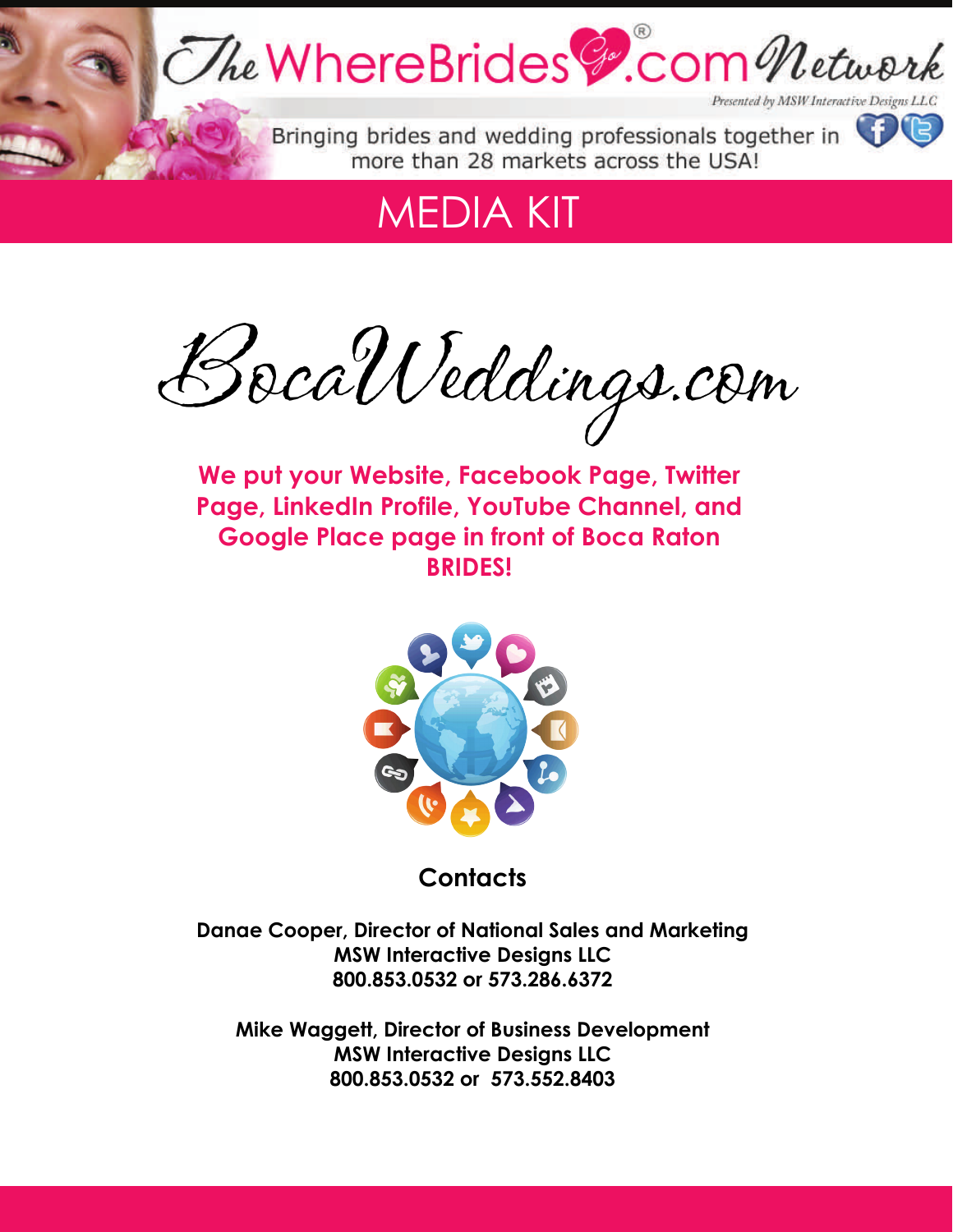# The WhereBridesGo.com® Network

*Presented by MSW Interactive Designs LLC*

Bringing brides and wedding professionals together in more than 28 markets across the USA!

# MEDIA KIT

## BocaWeddings.com

**We put your Website, Facebook Page, Twitter Page, LinkedIn Profile, YouTube Channel, and Google Place page in front of Boca Raton BRIDES!**

### Contacts

**Danae Cooper, Director of National Sales and Marketing**
**MSW Interactive Designs LLC**
**800.853.0532 or 573.286.6372**

**Mike Waggett, Director of Business Development**
**MSW Interactive Designs LLC**
**800.853.0532 or 573.552.8403**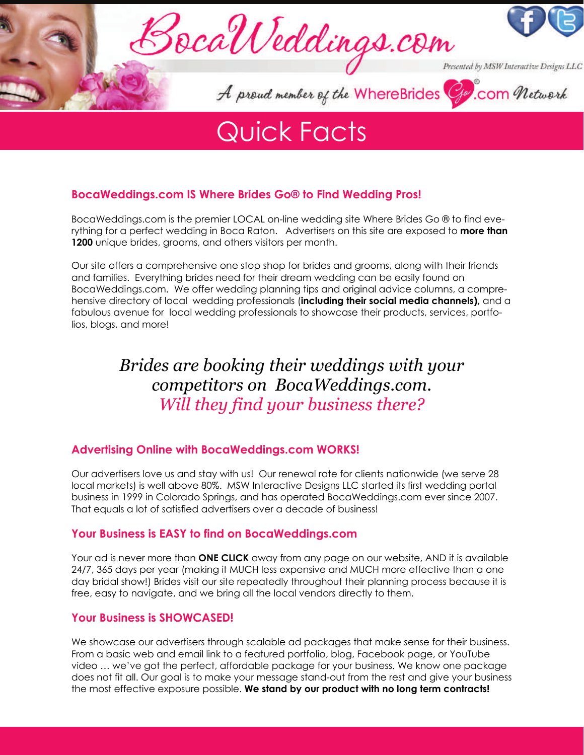# BocaWeddings.com

Presented by MSW Interactive Designs LLC

A proud member of the WhereBrides Go®.com Network

# Quick Facts

## BocaWeddings.com IS Where Brides Go® to Find Wedding Pros!

BocaWeddings.com is the premier LOCAL on-line wedding site Where Brides Go ® to find everything for a perfect wedding in Boca Raton. Advertisers on this site are exposed to **more than 1200** unique brides, grooms, and others visitors per month.

Our site offers a comprehensive one stop shop for brides and grooms, along with their friends and families. Everything brides need for their dream wedding can be easily found on BocaWeddings.com. We offer wedding planning tips and original advice columns, a comprehensive directory of local wedding professionals (**including their social media channels),** and a fabulous avenue for local wedding professionals to showcase their products, services, portfolios, blogs, and more!

*Brides are booking their weddings with your competitors on BocaWeddings.com.*
*Will they find your business there?*

## Advertising Online with BocaWeddings.com WORKS!

Our advertisers love us and stay with us! Our renewal rate for clients nationwide (we serve 28 local markets) is well above 80%. MSW Interactive Designs LLC started its first wedding portal business in 1999 in Colorado Springs, and has operated BocaWeddings.com ever since 2007. That equals a lot of satisfied advertisers over a decade of business!

## Your Business is EASY to find on BocaWeddings.com

Your ad is never more than **ONE CLICK** away from any page on our website, AND it is available 24/7, 365 days per year (making it MUCH less expensive and MUCH more effective than a one day bridal show!) Brides visit our site repeatedly throughout their planning process because it is free, easy to navigate, and we bring all the local vendors directly to them.

## Your Business is SHOWCASED!

We showcase our advertisers through scalable ad packages that make sense for their business. From a basic web and email link to a featured portfolio, blog, Facebook page, or YouTube video … we've got the perfect, affordable package for your business. We know one package does not fit all. Our goal is to make your message stand-out from the rest and give your business the most effective exposure possible. **We stand by our product with no long term contracts!**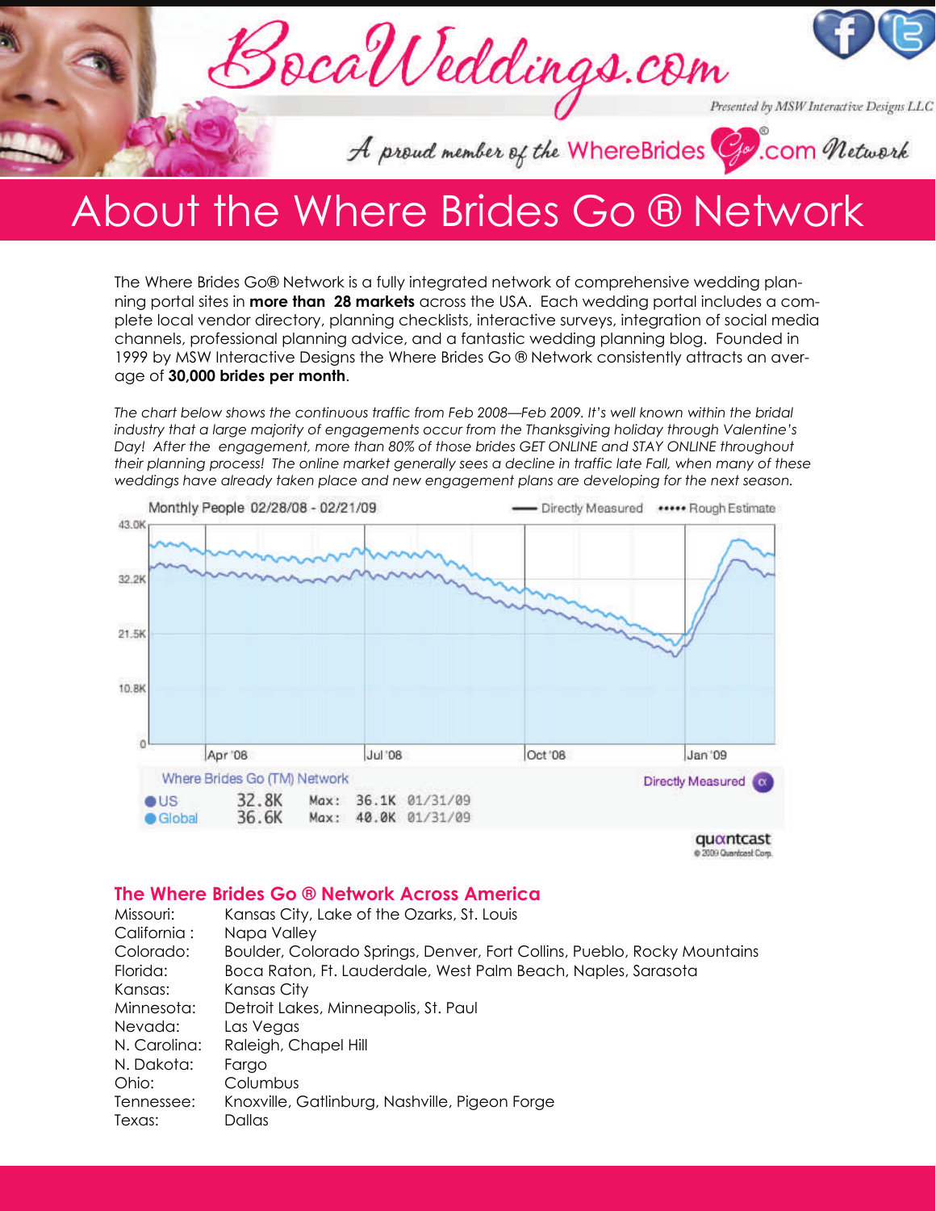BocaWeddings.com

Presented by MSW Interactive Designs LLC

A proud member of the WhereBrides Go.com Network

# About the Where Brides Go ® Network

The Where Brides Go® Network is a fully integrated network of comprehensive wedding planning portal sites in **more than 28 markets** across the USA. Each wedding portal includes a complete local vendor directory, planning checklists, interactive surveys, integration of social media channels, professional planning advice, and a fantastic wedding planning blog. Founded in 1999 by MSW Interactive Designs the Where Brides Go ® Network consistently attracts an average of **30,000 brides per month**.

*The chart below shows the continuous traffic from Feb 2008—Feb 2009. It's well known within the bridal industry that a large majority of engagements occur from the Thanksgiving holiday through Valentine's Day! After the engagement, more than 80% of those brides GET ONLINE and STAY ONLINE throughout their planning process! The online market generally sees a decline in traffic late Fall, when many of these weddings have already taken place and new engagement plans are developing for the next season.*

Monthly People 02/28/08 - 02/21/09 — Directly Measured ••••• Rough Estimate

Where Brides Go (TM) Network — Directly Measured

| | | | |
|---|---|---|---|
| US | 32.8K | Max: 36.1K | 01/31/09 |
| Global | 36.6K | Max: 40.0K | 01/31/09 |

quantcast © 2009 Quantcast Corp.

## The Where Brides Go ® Network Across America

| | |
|---|---|
| Missouri: | Kansas City, Lake of the Ozarks, St. Louis |
| California : | Napa Valley |
| Colorado: | Boulder, Colorado Springs, Denver, Fort Collins, Pueblo, Rocky Mountains |
| Florida: | Boca Raton, Ft. Lauderdale, West Palm Beach, Naples, Sarasota |
| Kansas: | Kansas City |
| Minnesota: | Detroit Lakes, Minneapolis, St. Paul |
| Nevada: | Las Vegas |
| N. Carolina: | Raleigh, Chapel Hill |
| N. Dakota: | Fargo |
| Ohio: | Columbus |
| Tennessee: | Knoxville, Gatlinburg, Nashville, Pigeon Forge |
| Texas: | Dallas |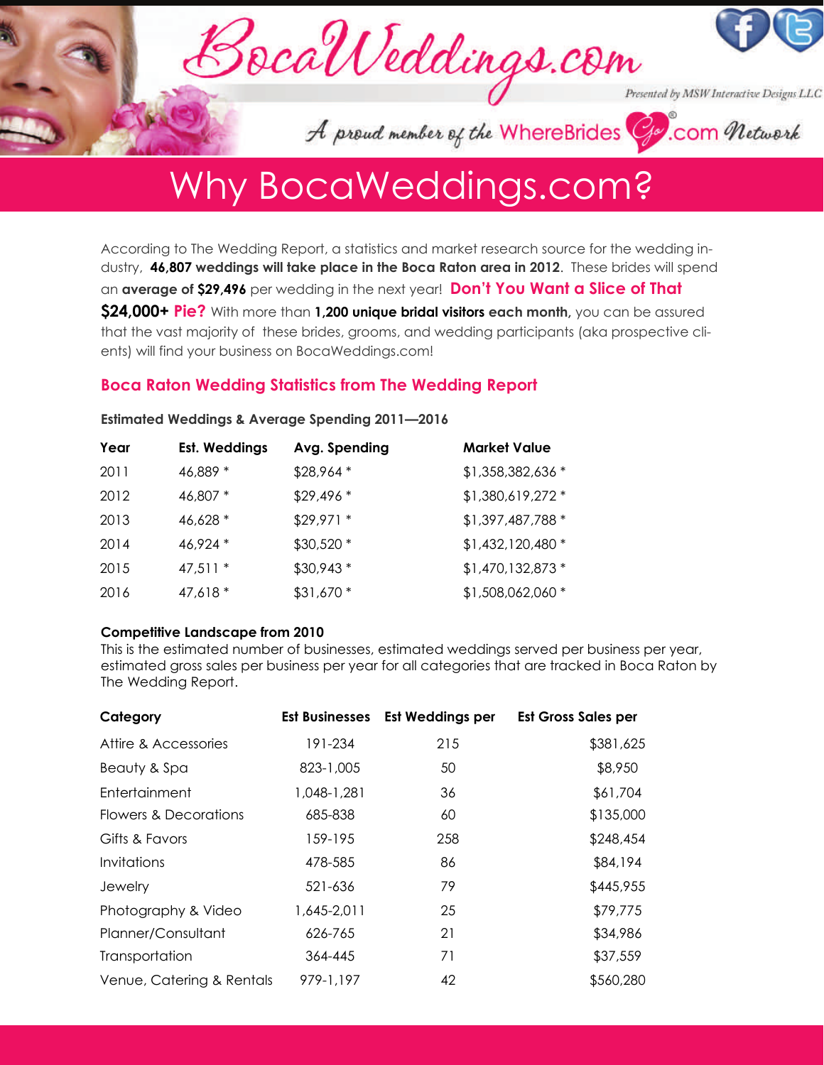BocaWeddings.com

*Presented by MSW Interactive Designs LLC*

*A proud member of the* WhereBrides Go.com *Network*

# Why BocaWeddings.com?

According to The Wedding Report, a statistics and market research source for the wedding industry, **46,807 weddings will take place in the Boca Raton area in 2012**. These brides will spend an **average of $29,496** per wedding in the next year! **Don't You Want a Slice of That $24,000+ Pie?** With more than **1,200 unique bridal visitors each month,** you can be assured that the vast majority of these brides, grooms, and wedding participants (aka prospective clients) will find your business on BocaWeddings.com!

## Boca Raton Wedding Statistics from The Wedding Report

**Estimated Weddings & Average Spending 2011—2016**

| Year | Est. Weddings | Avg. Spending | Market Value |
|---|---|---|---|
| 2011 | 46,889 * | $28,964 * | $1,358,382,636 * |
| 2012 | 46,807 * | $29,496 * | $1,380,619,272 * |
| 2013 | 46,628 * | $29,971 * | $1,397,487,788 * |
| 2014 | 46,924 * | $30,520 * | $1,432,120,480 * |
| 2015 | 47,511 * | $30,943 * | $1,470,132,873 * |
| 2016 | 47,618 * | $31,670 * | $1,508,062,060 * |

**Competitive Landscape from 2010**

This is the estimated number of businesses, estimated weddings served per business per year, estimated gross sales per business per year for all categories that are tracked in Boca Raton by The Wedding Report.

| Category | Est Businesses | Est Weddings per | Est Gross Sales per |
|---|---|---|---|
| Attire & Accessories | 191-234 | 215 | $381,625 |
| Beauty & Spa | 823-1,005 | 50 | $8,950 |
| Entertainment | 1,048-1,281 | 36 | $61,704 |
| Flowers & Decorations | 685-838 | 60 | $135,000 |
| Gifts & Favors | 159-195 | 258 | $248,454 |
| Invitations | 478-585 | 86 | $84,194 |
| Jewelry | 521-636 | 79 | $445,955 |
| Photography & Video | 1,645-2,011 | 25 | $79,775 |
| Planner/Consultant | 626-765 | 21 | $34,986 |
| Transportation | 364-445 | 71 | $37,559 |
| Venue, Catering & Rentals | 979-1,197 | 42 | $560,280 |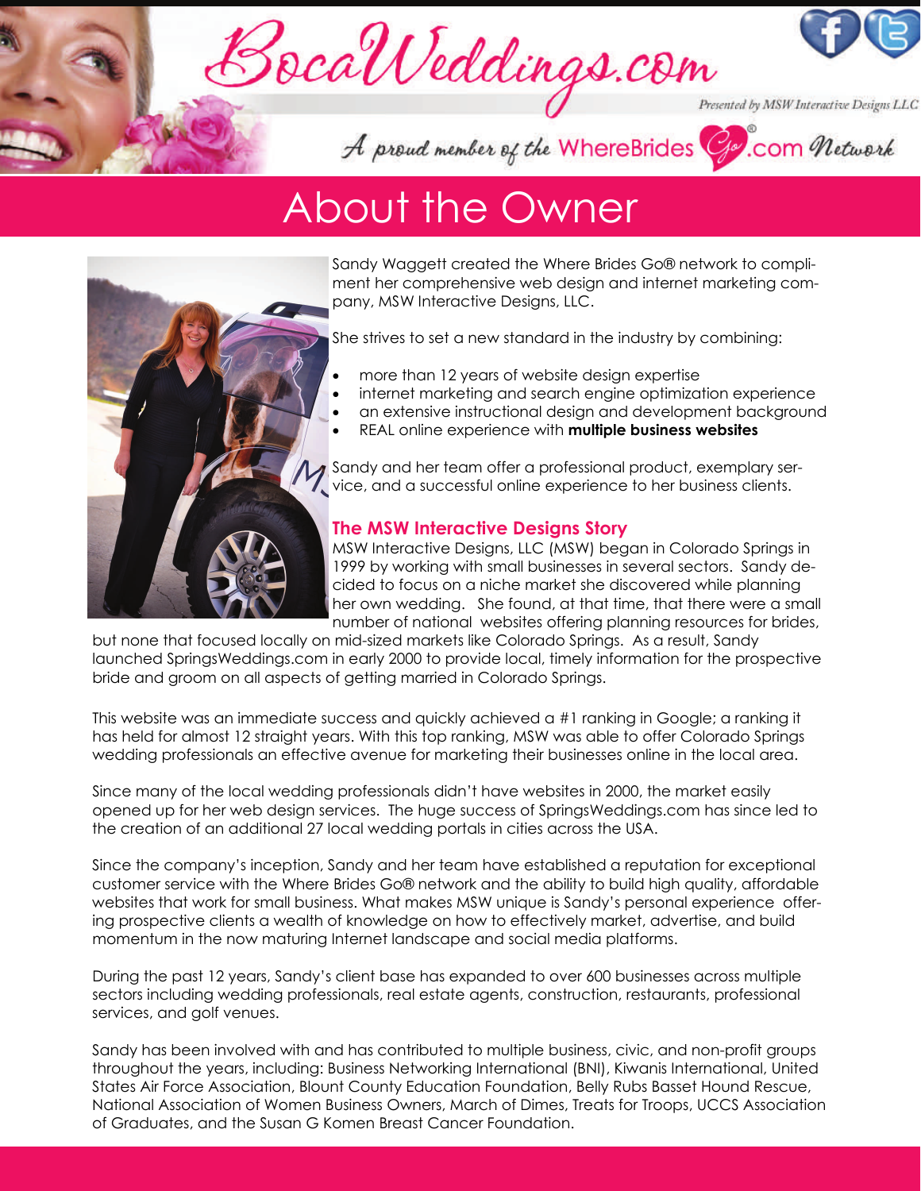# About the Owner

Sandy Waggett created the Where Brides Go® network to compliment her comprehensive web design and internet marketing company, MSW Interactive Designs, LLC.

She strives to set a new standard in the industry by combining:

- more than 12 years of website design expertise
- internet marketing and search engine optimization experience
- an extensive instructional design and development background
- REAL online experience with **multiple business websites**

Sandy and her team offer a professional product, exemplary service, and a successful online experience to her business clients.

## The MSW Interactive Designs Story

MSW Interactive Designs, LLC (MSW) began in Colorado Springs in 1999 by working with small businesses in several sectors. Sandy decided to focus on a niche market she discovered while planning her own wedding. She found, at that time, that there were a small number of national websites offering planning resources for brides, but none that focused locally on mid-sized markets like Colorado Springs. As a result, Sandy launched SpringsWeddings.com in early 2000 to provide local, timely information for the prospective bride and groom on all aspects of getting married in Colorado Springs.

This website was an immediate success and quickly achieved a #1 ranking in Google; a ranking it has held for almost 12 straight years. With this top ranking, MSW was able to offer Colorado Springs wedding professionals an effective avenue for marketing their businesses online in the local area.

Since many of the local wedding professionals didn't have websites in 2000, the market easily opened up for her web design services. The huge success of SpringsWeddings.com has since led to the creation of an additional 27 local wedding portals in cities across the USA.

Since the company's inception, Sandy and her team have established a reputation for exceptional customer service with the Where Brides Go® network and the ability to build high quality, affordable websites that work for small business. What makes MSW unique is Sandy's personal experience offering prospective clients a wealth of knowledge on how to effectively market, advertise, and build momentum in the now maturing Internet landscape and social media platforms.

During the past 12 years, Sandy's client base has expanded to over 600 businesses across multiple sectors including wedding professionals, real estate agents, construction, restaurants, professional services, and golf venues.

Sandy has been involved with and has contributed to multiple business, civic, and non-profit groups throughout the years, including: Business Networking International (BNI), Kiwanis International, United States Air Force Association, Blount County Education Foundation, Belly Rubs Basset Hound Rescue, National Association of Women Business Owners, March of Dimes, Treats for Troops, UCCS Association of Graduates, and the Susan G Komen Breast Cancer Foundation.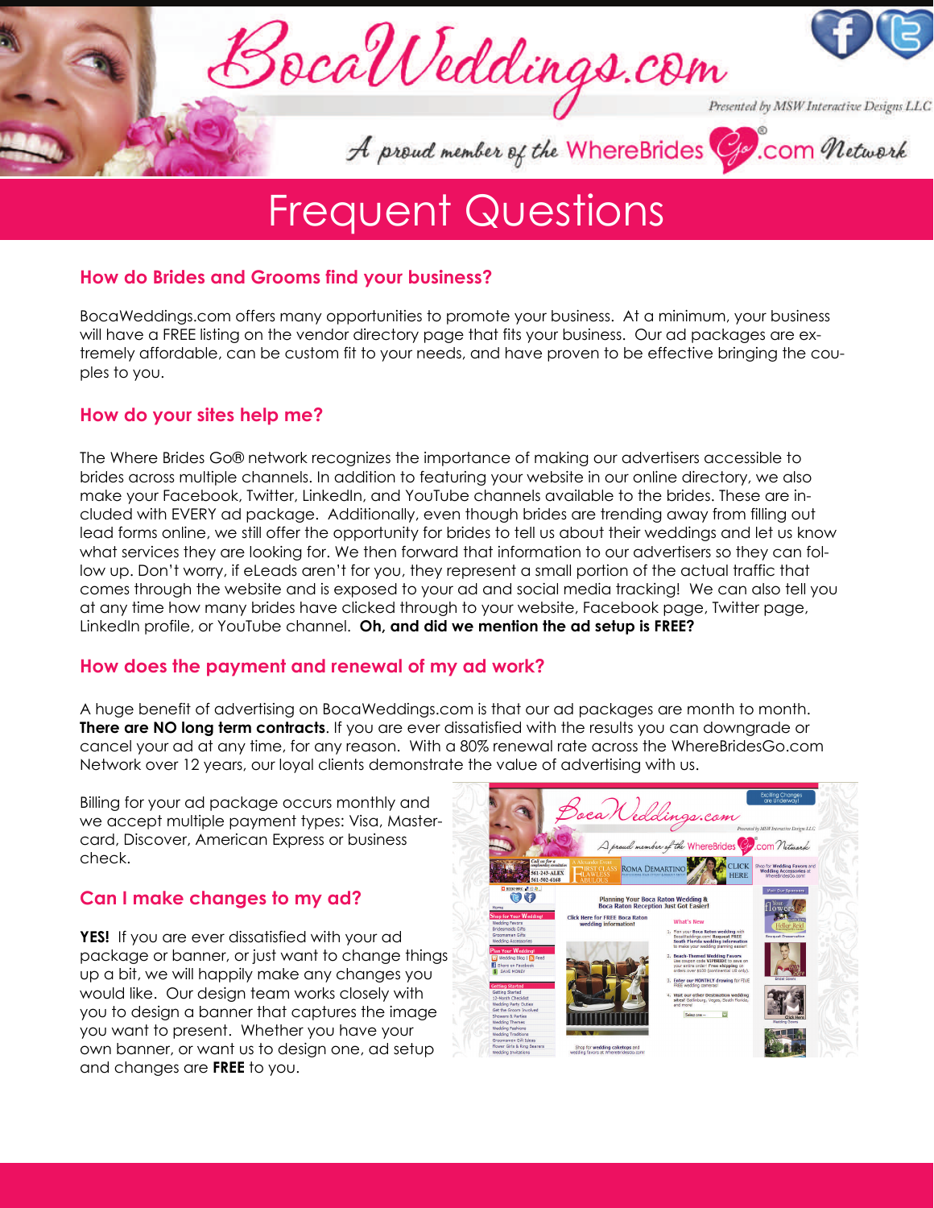# BocaWeddings.com

*Presented by MSW Interactive Designs LLC*

*A proud member of the WhereBridesGo®.com Network*

# Frequent Questions

## How do Brides and Grooms find your business?

BocaWeddings.com offers many opportunities to promote your business. At a minimum, your business will have a FREE listing on the vendor directory page that fits your business. Our ad packages are extremely affordable, can be custom fit to your needs, and have proven to be effective bringing the couples to you.

## How do your sites help me?

The Where Brides Go® network recognizes the importance of making our advertisers accessible to brides across multiple channels. In addition to featuring your website in our online directory, we also make your Facebook, Twitter, LinkedIn, and YouTube channels available to the brides. These are included with EVERY ad package. Additionally, even though brides are trending away from filling out lead forms online, we still offer the opportunity for brides to tell us about their weddings and let us know what services they are looking for. We then forward that information to our advertisers so they can follow up. Don't worry, if eLeads aren't for you, they represent a small portion of the actual traffic that comes through the website and is exposed to your ad and social media tracking! We can also tell you at any time how many brides have clicked through to your website, Facebook page, Twitter page, LinkedIn profile, or YouTube channel. **Oh, and did we mention the ad setup is FREE?**

## How does the payment and renewal of my ad work?

A huge benefit of advertising on BocaWeddings.com is that our ad packages are month to month. **There are NO long term contracts**. If you are ever dissatisfied with the results you can downgrade or cancel your ad at any time, for any reason. With a 80% renewal rate across the WhereBridesGo.com Network over 12 years, our loyal clients demonstrate the value of advertising with us.

Billing for your ad package occurs monthly and we accept multiple payment types: Visa, Mastercard, Discover, American Express or business check.

## Can I make changes to my ad?

**YES!** If you are ever dissatisfied with your ad package or banner, or just want to change things up a bit, we will happily make any changes you would like. Our design team works closely with you to design a banner that captures the image you want to present. Whether you have your own banner, or want us to design one, ad setup and changes are **FREE** to you.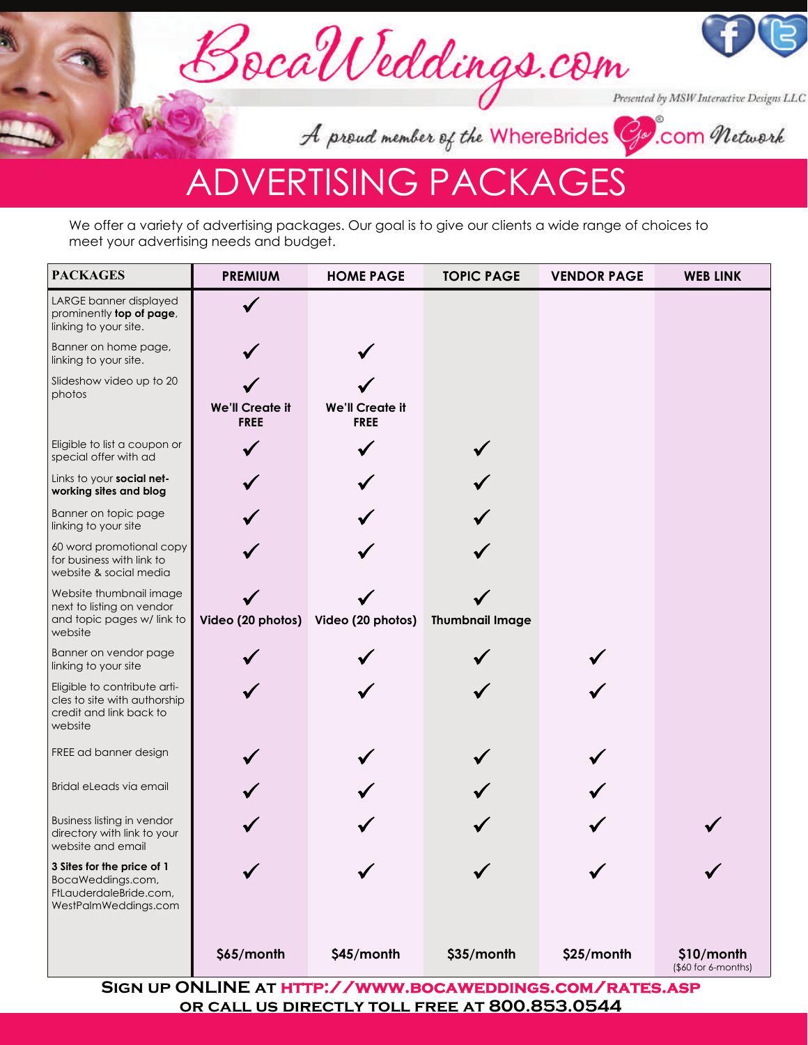# BocaWeddings.com

*Presented by MSW Interactive Designs LLC*

*A proud member of the WhereBrides Go.com Network*

## ADVERTISING PACKAGES

We offer a variety of advertising packages. Our goal is to give our clients a wide range of choices to meet your advertising needs and budget.

| PACKAGES | PREMIUM | HOME PAGE | TOPIC PAGE | VENDOR PAGE | WEB LINK |
|---|---|---|---|---|---|
| LARGE banner displayed prominently **top of page**, linking to your site. | ✓ | | | | |
| Banner on home page, linking to your site. | ✓ | ✓ | | | |
| Slideshow video up to 20 photos | ✓ We'll Create it FREE | ✓ We'll Create it FREE | | | |
| Eligible to list a coupon or special offer with ad | ✓ | ✓ | ✓ | | |
| Links to your **social networking sites and blog** | ✓ | ✓ | ✓ | | |
| Banner on topic page linking to your site | ✓ | ✓ | ✓ | | |
| 60 word promotional copy for business with link to website & social media | ✓ | ✓ | ✓ | | |
| Website thumbnail image next to listing on vendor and topic pages w/ link to website | ✓ Video (20 photos) | ✓ Video (20 photos) | ✓ Thumbnail Image | | |
| Banner on vendor page linking to your site | ✓ | ✓ | ✓ | ✓ | |
| Eligible to contribute articles to site with authorship credit and link back to website | ✓ | ✓ | ✓ | ✓ | |
| FREE ad banner design | ✓ | ✓ | ✓ | ✓ | |
| Bridal eLeads via email | ✓ | ✓ | ✓ | ✓ | |
| Business listing in vendor directory with link to your website and email | ✓ | ✓ | ✓ | ✓ | ✓ |
| **3 Sites for the price of 1** BocaWeddings.com, FtLauderdaleBride.com, WestPalmWeddings.com | ✓ | ✓ | ✓ | ✓ | ✓ |
| | $65/month | $45/month | $35/month | $25/month | $10/month ($60 for 6-months) |

**SIGN UP ONLINE AT HTTP://WWW.BOCAWEDDINGS.COM/RATES.ASP**
**OR CALL US DIRECTLY TOLL FREE AT 800.853.0544**